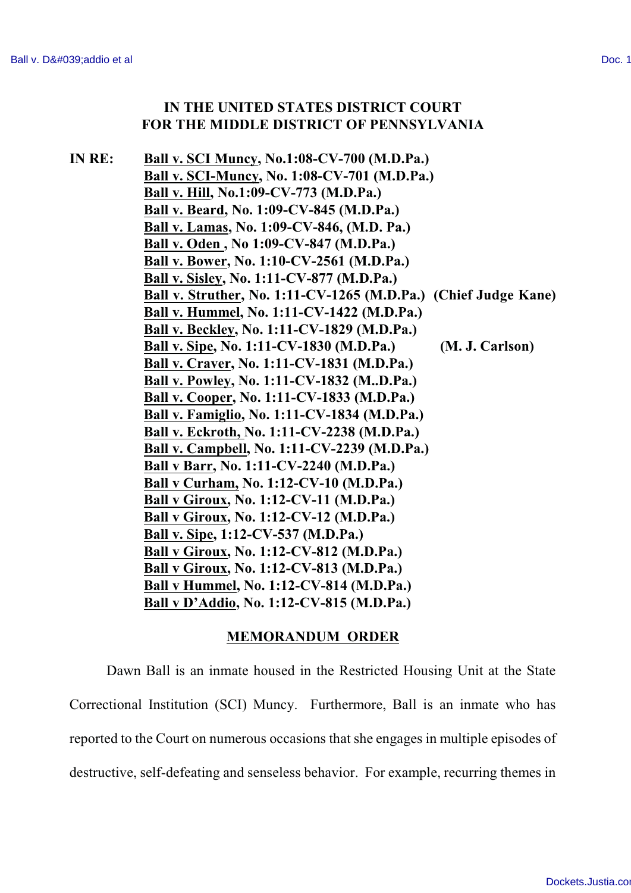**IN THE UNITED STATES DISTRICT COURT**
**FOR THE MIDDLE DISTRICT OF PENNSYLVANIA**

**IN RE:**

**Ball v. SCI Muncy, No.1:08-CV-700 (M.D.Pa.)**
**Ball v. SCI-Muncy, No. 1:08-CV-701 (M.D.Pa.)**
**Ball v. Hill, No.1:09-CV-773 (M.D.Pa.)**
**Ball v. Beard, No. 1:09-CV-845 (M.D.Pa.)**
**Ball v. Lamas, No. 1:09-CV-846, (M.D. Pa.)**
**Ball v. Oden , No 1:09-CV-847 (M.D.Pa.)**
**Ball v. Bower, No. 1:10-CV-2561 (M.D.Pa.)**
**Ball v. Sisley, No. 1:11-CV-877 (M.D.Pa.)**
**Ball v. Struther, No. 1:11-CV-1265 (M.D.Pa.)** **(Chief Judge Kane)**
**Ball v. Hummel, No. 1:11-CV-1422 (M.D.Pa.)**
**Ball v. Beckley, No. 1:11-CV-1829 (M.D.Pa.)**
**Ball v. Sipe, No. 1:11-CV-1830 (M.D.Pa.)** **(M. J. Carlson)**
**Ball v. Craver, No. 1:11-CV-1831 (M.D.Pa.)**
**Ball v. Powley, No. 1:11-CV-1832 (M..D.Pa.)**
**Ball v. Cooper, No. 1:11-CV-1833 (M.D.Pa.)**
**Ball v. Famiglio, No. 1:11-CV-1834 (M.D.Pa.)**
**Ball v. Eckroth, No. 1:11-CV-2238 (M.D.Pa.)**
**Ball v. Campbell, No. 1:11-CV-2239 (M.D.Pa.)**
**Ball v Barr, No. 1:11-CV-2240 (M.D.Pa.)**
**Ball v Curham, No. 1:12-CV-10 (M.D.Pa.)**
**Ball v Giroux, No. 1:12-CV-11 (M.D.Pa.)**
**Ball v Giroux, No. 1:12-CV-12 (M.D.Pa.)**
**Ball v. Sipe, 1:12-CV-537 (M.D.Pa.)**
**Ball v Giroux, No. 1:12-CV-812 (M.D.Pa.)**
**Ball v Giroux, No. 1:12-CV-813 (M.D.Pa.)**
**Ball v Hummel, No. 1:12-CV-814 (M.D.Pa.)**
**Ball v D'Addio, No. 1:12-CV-815 (M.D.Pa.)**

**MEMORANDUM ORDER**

Dawn Ball is an inmate housed in the Restricted Housing Unit at the State Correctional Institution (SCI) Muncy. Furthermore, Ball is an inmate who has reported to the Court on numerous occasions that she engages in multiple episodes of destructive, self-defeating and senseless behavior. For example, recurring themes in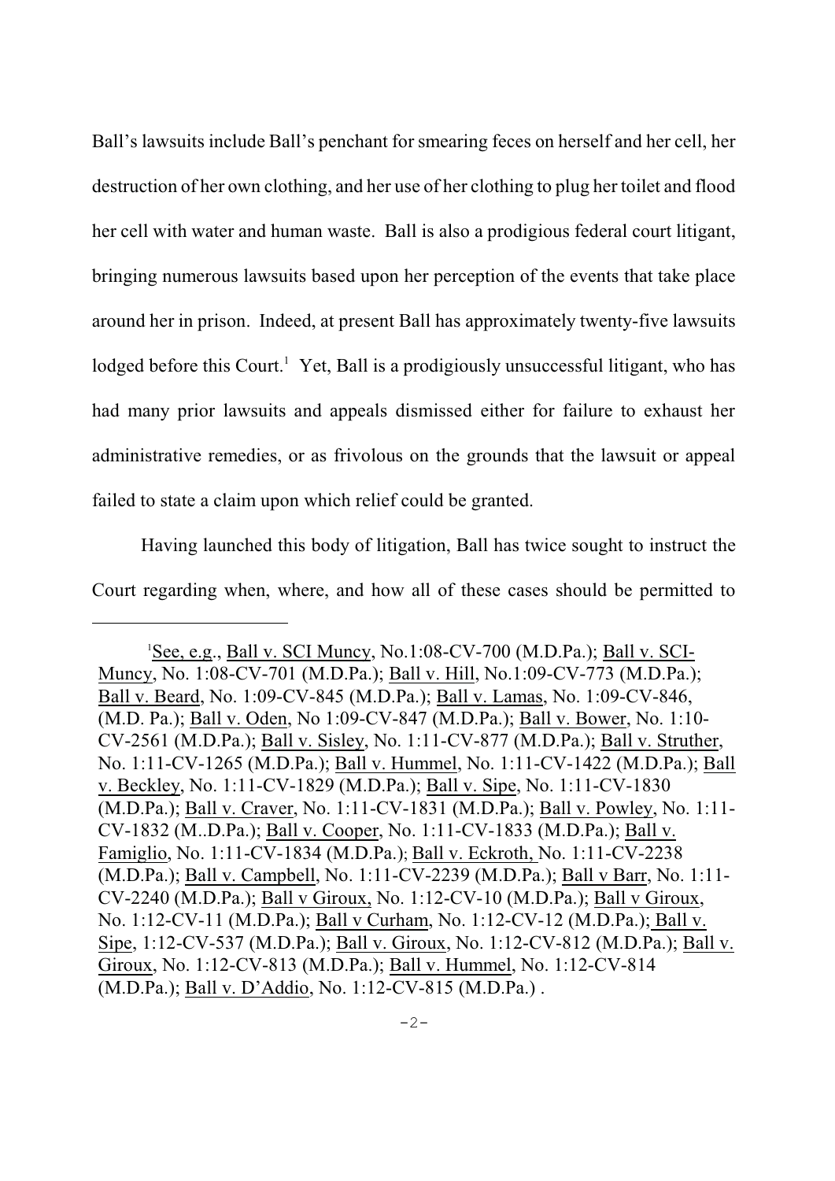Ball's lawsuits include Ball's penchant for smearing feces on herself and her cell, her destruction of her own clothing, and her use of her clothing to plug her toilet and flood her cell with water and human waste. Ball is also a prodigious federal court litigant, bringing numerous lawsuits based upon her perception of the events that take place around her in prison. Indeed, at present Ball has approximately twenty-five lawsuits lodged before this Court.[1] Yet, Ball is a prodigiously unsuccessful litigant, who has had many prior lawsuits and appeals dismissed either for failure to exhaust her administrative remedies, or as frivolous on the grounds that the lawsuit or appeal failed to state a claim upon which relief could be granted.

Having launched this body of litigation, Ball has twice sought to instruct the Court regarding when, where, and how all of these cases should be permitted to

---

[1] See, e.g., Ball v. SCI Muncy, No.1:08-CV-700 (M.D.Pa.); Ball v. SCI-Muncy, No. 1:08-CV-701 (M.D.Pa.); Ball v. Hill, No.1:09-CV-773 (M.D.Pa.); Ball v. Beard, No. 1:09-CV-845 (M.D.Pa.); Ball v. Lamas, No. 1:09-CV-846, (M.D. Pa.); Ball v. Oden, No 1:09-CV-847 (M.D.Pa.); Ball v. Bower, No. 1:10-CV-2561 (M.D.Pa.); Ball v. Sisley, No. 1:11-CV-877 (M.D.Pa.); Ball v. Struther, No. 1:11-CV-1265 (M.D.Pa.); Ball v. Hummel, No. 1:11-CV-1422 (M.D.Pa.); Ball v. Beckley, No. 1:11-CV-1829 (M.D.Pa.); Ball v. Sipe, No. 1:11-CV-1830 (M.D.Pa.); Ball v. Craver, No. 1:11-CV-1831 (M.D.Pa.); Ball v. Powley, No. 1:11-CV-1832 (M..D.Pa.); Ball v. Cooper, No. 1:11-CV-1833 (M.D.Pa.); Ball v. Famiglio, No. 1:11-CV-1834 (M.D.Pa.); Ball v. Eckroth, No. 1:11-CV-2238 (M.D.Pa.); Ball v. Campbell, No. 1:11-CV-2239 (M.D.Pa.); Ball v Barr, No. 1:11-CV-2240 (M.D.Pa.); Ball v Giroux, No. 1:12-CV-10 (M.D.Pa.); Ball v Giroux, No. 1:12-CV-11 (M.D.Pa.); Ball v Curham, No. 1:12-CV-12 (M.D.Pa.); Ball v. Sipe, 1:12-CV-537 (M.D.Pa.); Ball v. Giroux, No. 1:12-CV-812 (M.D.Pa.); Ball v. Giroux, No. 1:12-CV-813 (M.D.Pa.); Ball v. Hummel, No. 1:12-CV-814 (M.D.Pa.); Ball v. D'Addio, No. 1:12-CV-815 (M.D.Pa.) .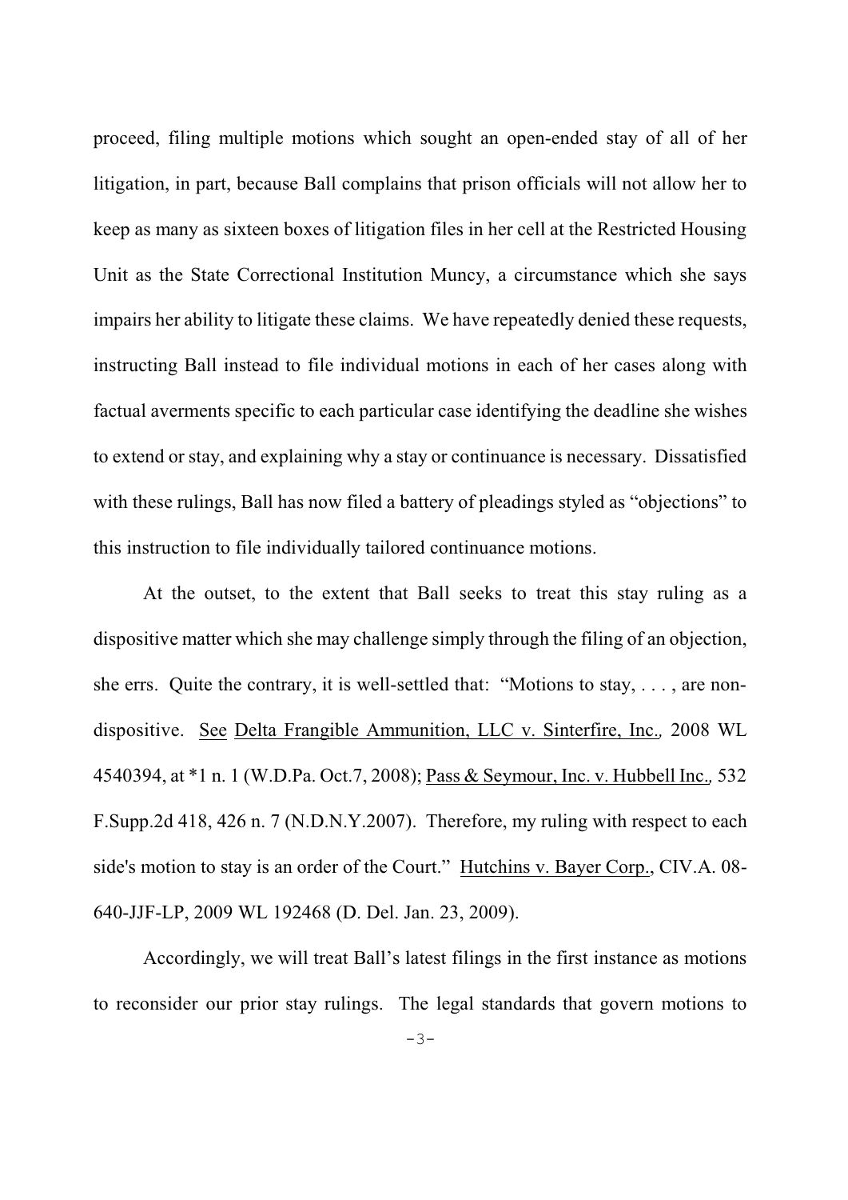proceed, filing multiple motions which sought an open-ended stay of all of her litigation, in part, because Ball complains that prison officials will not allow her to keep as many as sixteen boxes of litigation files in her cell at the Restricted Housing Unit as the State Correctional Institution Muncy, a circumstance which she says impairs her ability to litigate these claims. We have repeatedly denied these requests, instructing Ball instead to file individual motions in each of her cases along with factual averments specific to each particular case identifying the deadline she wishes to extend or stay, and explaining why a stay or continuance is necessary. Dissatisfied with these rulings, Ball has now filed a battery of pleadings styled as "objections" to this instruction to file individually tailored continuance motions.

At the outset, to the extent that Ball seeks to treat this stay ruling as a dispositive matter which she may challenge simply through the filing of an objection, she errs. Quite the contrary, it is well-settled that: "Motions to stay, . . . , are non-dispositive. See Delta Frangible Ammunition, LLC v. Sinterfire, Inc., 2008 WL 4540394, at *1 n. 1 (W.D.Pa. Oct.7, 2008); Pass & Seymour, Inc. v. Hubbell Inc., 532 F.Supp.2d 418, 426 n. 7 (N.D.N.Y.2007). Therefore, my ruling with respect to each side's motion to stay is an order of the Court." Hutchins v. Bayer Corp., CIV.A. 08-640-JJF-LP, 2009 WL 192468 (D. Del. Jan. 23, 2009).

Accordingly, we will treat Ball's latest filings in the first instance as motions to reconsider our prior stay rulings. The legal standards that govern motions to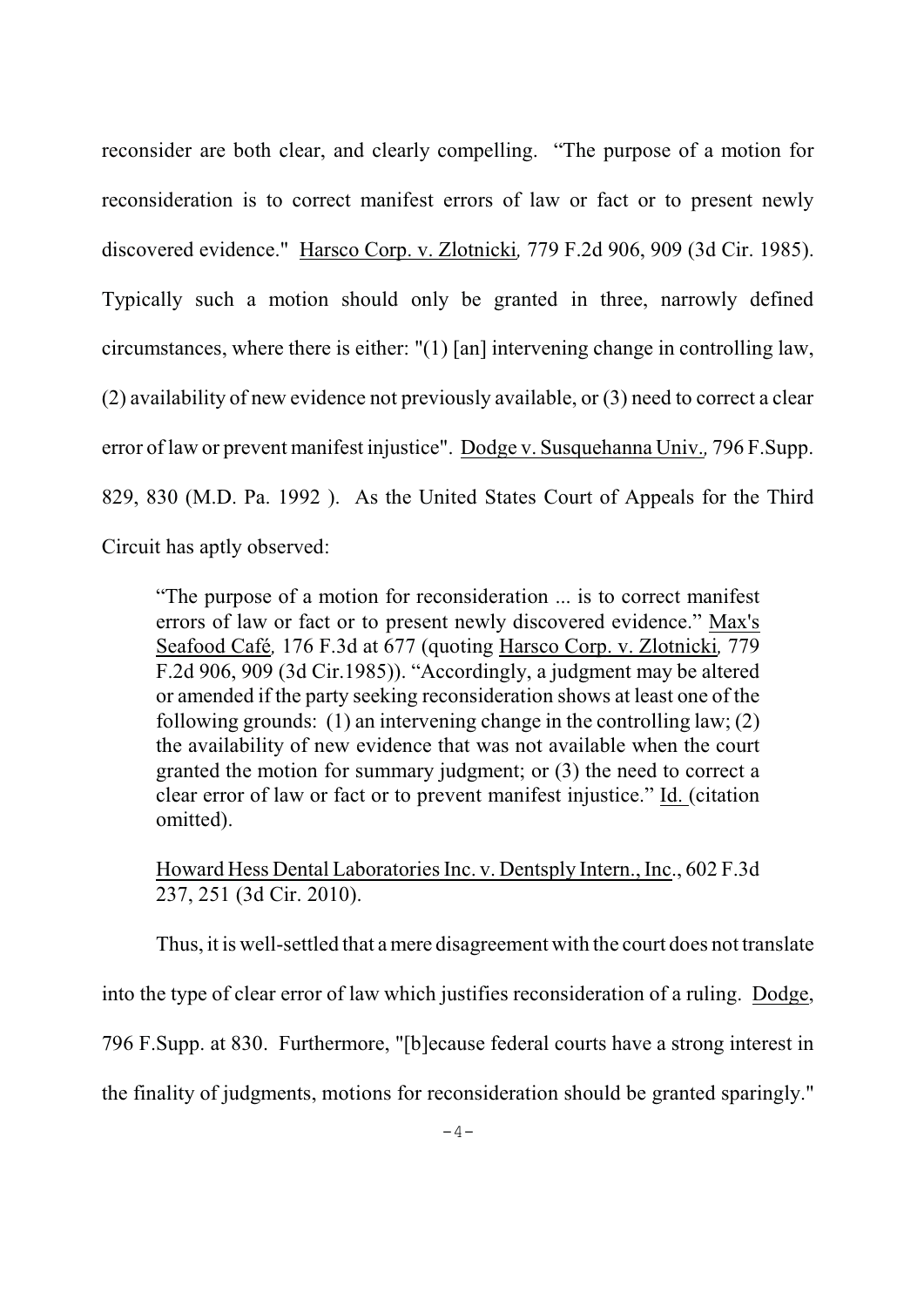reconsider are both clear, and clearly compelling. "The purpose of a motion for reconsideration is to correct manifest errors of law or fact or to present newly discovered evidence." Harsco Corp. v. Zlotnicki, 779 F.2d 906, 909 (3d Cir. 1985). Typically such a motion should only be granted in three, narrowly defined circumstances, where there is either: "(1) [an] intervening change in controlling law, (2) availability of new evidence not previously available, or (3) need to correct a clear error of law or prevent manifest injustice". Dodge v. Susquehanna Univ., 796 F.Supp. 829, 830 (M.D. Pa. 1992 ). As the United States Court of Appeals for the Third Circuit has aptly observed:

> "The purpose of a motion for reconsideration ... is to correct manifest errors of law or fact or to present newly discovered evidence." Max's Seafood Café, 176 F.3d at 677 (quoting Harsco Corp. v. Zlotnicki, 779 F.2d 906, 909 (3d Cir.1985)). "Accordingly, a judgment may be altered or amended if the party seeking reconsideration shows at least one of the following grounds: (1) an intervening change in the controlling law; (2) the availability of new evidence that was not available when the court granted the motion for summary judgment; or (3) the need to correct a clear error of law or fact or to prevent manifest injustice." Id. (citation omitted).
>
> Howard Hess Dental Laboratories Inc. v. Dentsply Intern., Inc., 602 F.3d 237, 251 (3d Cir. 2010).

Thus, it is well-settled that a mere disagreement with the court does not translate into the type of clear error of law which justifies reconsideration of a ruling. Dodge, 796 F.Supp. at 830. Furthermore, "[b]ecause federal courts have a strong interest in the finality of judgments, motions for reconsideration should be granted sparingly."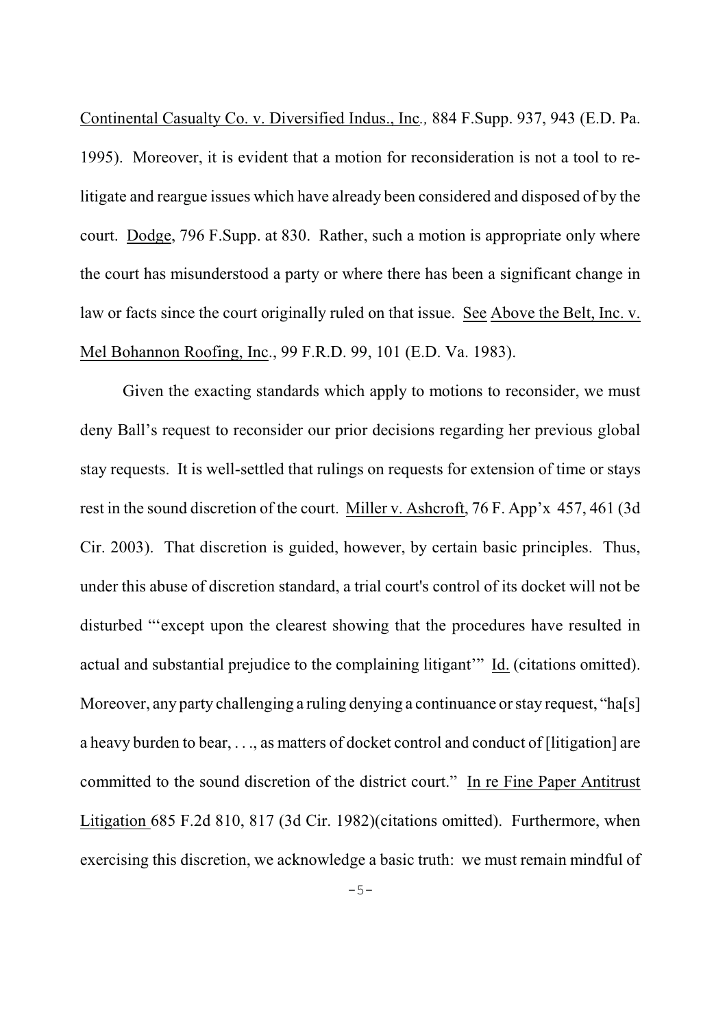Continental Casualty Co. v. Diversified Indus., Inc., 884 F.Supp. 937, 943 (E.D. Pa. 1995). Moreover, it is evident that a motion for reconsideration is not a tool to re-litigate and reargue issues which have already been considered and disposed of by the court. Dodge, 796 F.Supp. at 830. Rather, such a motion is appropriate only where the court has misunderstood a party or where there has been a significant change in law or facts since the court originally ruled on that issue. See Above the Belt, Inc. v. Mel Bohannon Roofing, Inc., 99 F.R.D. 99, 101 (E.D. Va. 1983).

Given the exacting standards which apply to motions to reconsider, we must deny Ball's request to reconsider our prior decisions regarding her previous global stay requests. It is well-settled that rulings on requests for extension of time or stays rest in the sound discretion of the court. Miller v. Ashcroft, 76 F. App'x 457, 461 (3d Cir. 2003). That discretion is guided, however, by certain basic principles. Thus, under this abuse of discretion standard, a trial court's control of its docket will not be disturbed "'except upon the clearest showing that the procedures have resulted in actual and substantial prejudice to the complaining litigant'" Id. (citations omitted). Moreover, any party challenging a ruling denying a continuance or stay request, "ha[s] a heavy burden to bear, . . ., as matters of docket control and conduct of [litigation] are committed to the sound discretion of the district court." In re Fine Paper Antitrust Litigation 685 F.2d 810, 817 (3d Cir. 1982)(citations omitted). Furthermore, when exercising this discretion, we acknowledge a basic truth: we must remain mindful of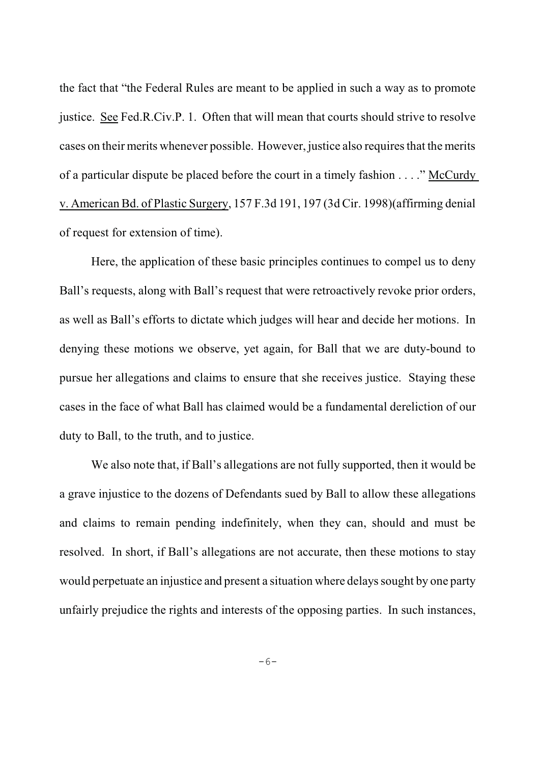the fact that "the Federal Rules are meant to be applied in such a way as to promote justice. See Fed.R.Civ.P. 1. Often that will mean that courts should strive to resolve cases on their merits whenever possible. However, justice also requires that the merits of a particular dispute be placed before the court in a timely fashion . . . ." McCurdy v. American Bd. of Plastic Surgery, 157 F.3d 191, 197 (3d Cir. 1998)(affirming denial of request for extension of time).

Here, the application of these basic principles continues to compel us to deny Ball's requests, along with Ball's request that were retroactively revoke prior orders, as well as Ball's efforts to dictate which judges will hear and decide her motions. In denying these motions we observe, yet again, for Ball that we are duty-bound to pursue her allegations and claims to ensure that she receives justice. Staying these cases in the face of what Ball has claimed would be a fundamental dereliction of our duty to Ball, to the truth, and to justice.

We also note that, if Ball's allegations are not fully supported, then it would be a grave injustice to the dozens of Defendants sued by Ball to allow these allegations and claims to remain pending indefinitely, when they can, should and must be resolved. In short, if Ball's allegations are not accurate, then these motions to stay would perpetuate an injustice and present a situation where delays sought by one party unfairly prejudice the rights and interests of the opposing parties. In such instances,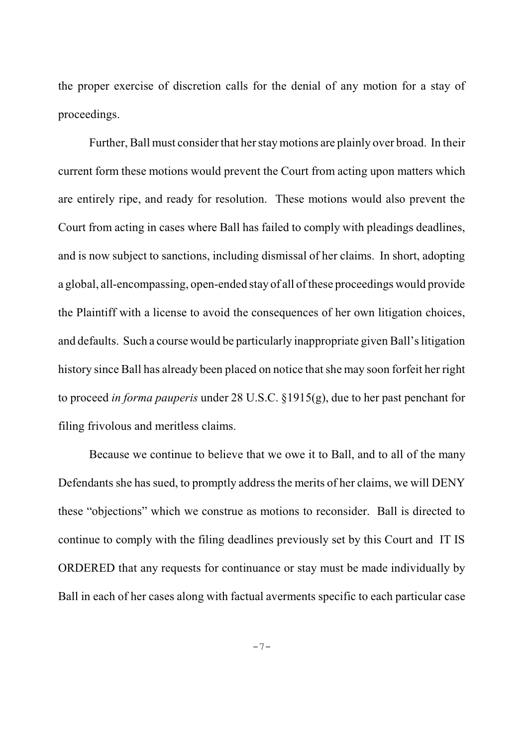the proper exercise of discretion calls for the denial of any motion for a stay of proceedings.

Further, Ball must consider that her stay motions are plainly over broad. In their current form these motions would prevent the Court from acting upon matters which are entirely ripe, and ready for resolution. These motions would also prevent the Court from acting in cases where Ball has failed to comply with pleadings deadlines, and is now subject to sanctions, including dismissal of her claims. In short, adopting a global, all-encompassing, open-ended stay of all of these proceedings would provide the Plaintiff with a license to avoid the consequences of her own litigation choices, and defaults. Such a course would be particularly inappropriate given Ball's litigation history since Ball has already been placed on notice that she may soon forfeit her right to proceed *in forma pauperis* under 28 U.S.C. §1915(g), due to her past penchant for filing frivolous and meritless claims.

Because we continue to believe that we owe it to Ball, and to all of the many Defendants she has sued, to promptly address the merits of her claims, we will DENY these "objections" which we construe as motions to reconsider. Ball is directed to continue to comply with the filing deadlines previously set by this Court and IT IS ORDERED that any requests for continuance or stay must be made individually by Ball in each of her cases along with factual averments specific to each particular case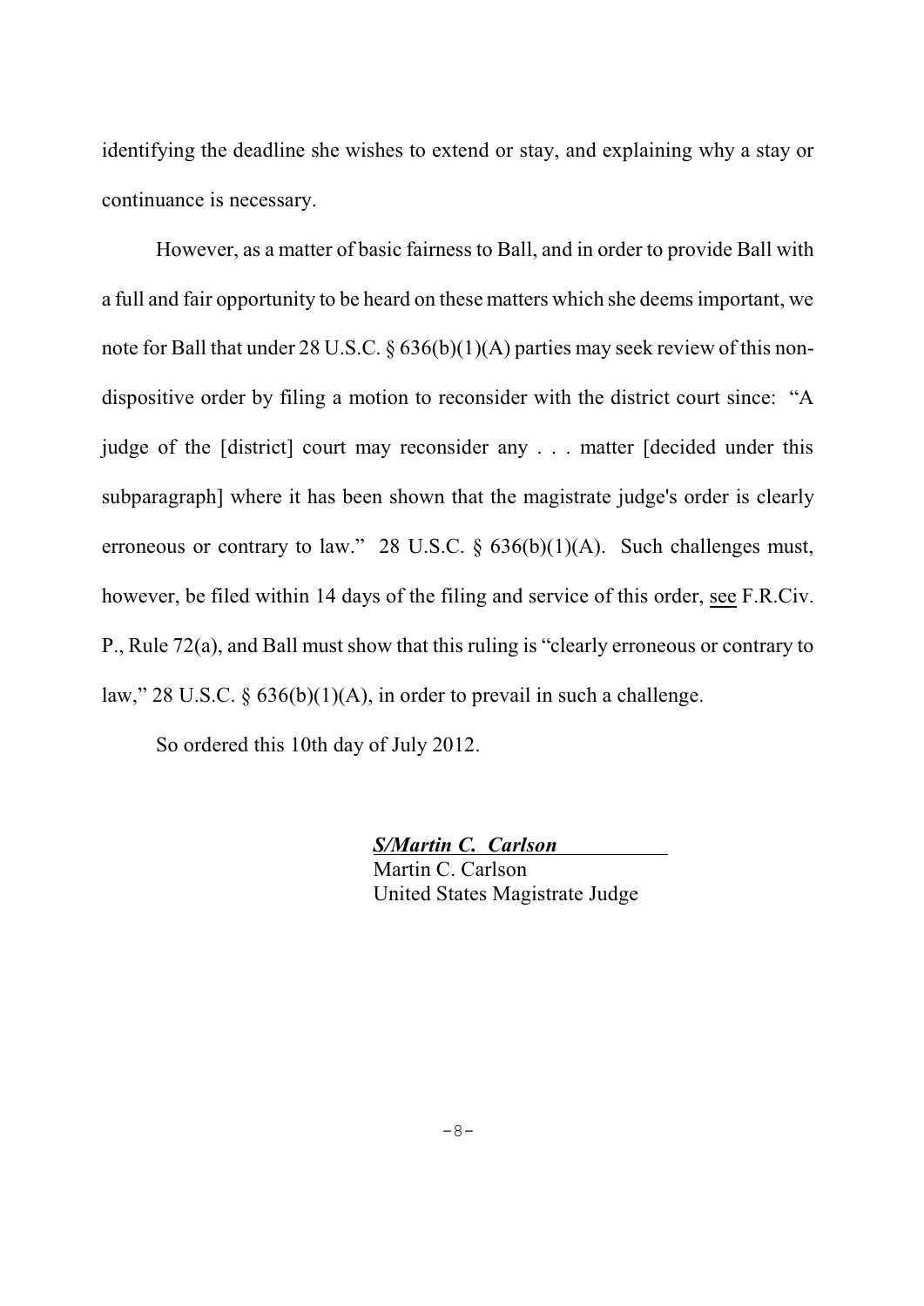identifying the deadline she wishes to extend or stay, and explaining why a stay or continuance is necessary.

However, as a matter of basic fairness to Ball, and in order to provide Ball with a full and fair opportunity to be heard on these matters which she deems important, we note for Ball that under 28 U.S.C. § 636(b)(1)(A) parties may seek review of this non-dispositive order by filing a motion to reconsider with the district court since: "A judge of the [district] court may reconsider any . . . matter [decided under this subparagraph] where it has been shown that the magistrate judge's order is clearly erroneous or contrary to law." 28 U.S.C. § 636(b)(1)(A). Such challenges must, however, be filed within 14 days of the filing and service of this order, see F.R.Civ. P., Rule 72(a), and Ball must show that this ruling is "clearly erroneous or contrary to law," 28 U.S.C. § 636(b)(1)(A), in order to prevail in such a challenge.

So ordered this 10th day of July 2012.

***S/Martin C. Carlson***
Martin C. Carlson
United States Magistrate Judge